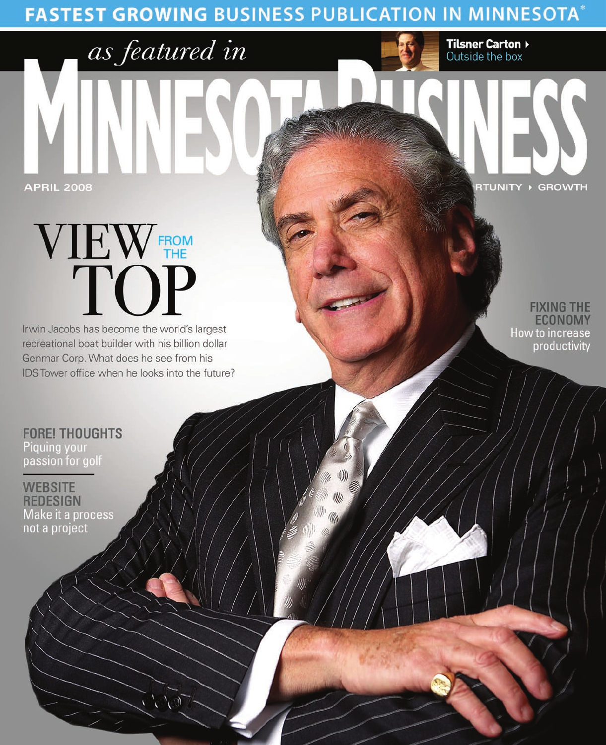**FASTEST GROWING BUSINESS PUBLICATION IN MINNESOTA***

*as featured in*

# MINNESOTA BUSINESS

APRIL 2008

RTUNITY ▸ GROWTH

**Tilsner Carton ▸**
Outside the box

## VIEW FROM THE TOP

Irwin Jacobs has become the world's largest recreational boat builder with his billion dollar Genmar Corp. What does he see from his IDS Tower office when he looks into the future?

**FIXING THE ECONOMY**
How to increase productivity

**FORE! THOUGHTS**
Piquing your passion for golf

**WEBSITE REDESIGN**
Make it a process not a project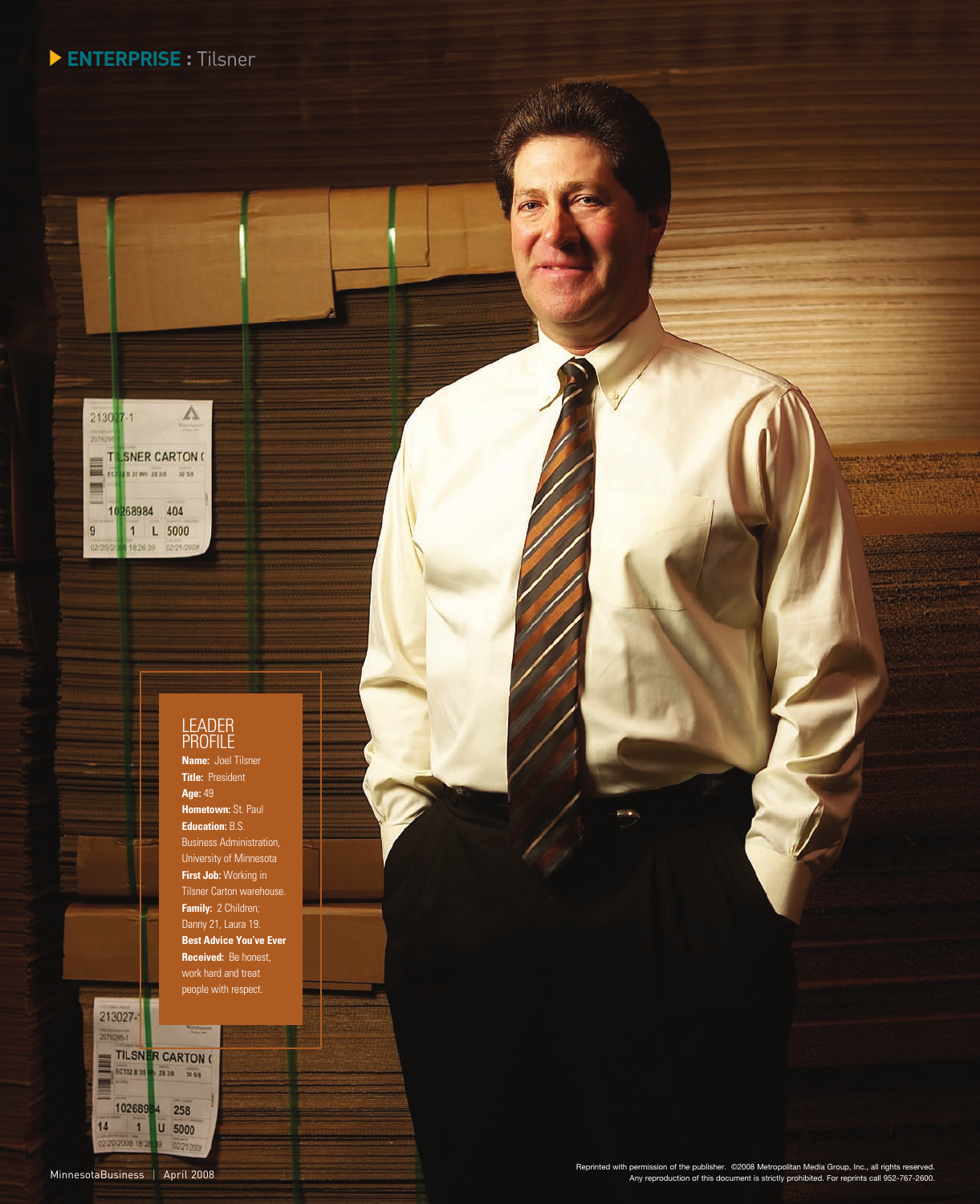**ENTERPRISE** : Tilsner

## LEADER PROFILE

**Name:** Joel Tilsner
**Title:** President
**Age:** 49
**Hometown:** St. Paul
**Education:** B.S. Business Administration, University of Minnesota
**First Job:** Working in Tilsner Carton warehouse.
**Family:** 2 Children; Danny 21, Laura 19.
**Best Advice You've Ever Received:** Be honest, work hard and treat people with respect.

Reprinted with permission of the publisher. ©2008 Metropolitan Media Group, Inc., all rights reserved. Any reproduction of this document is strictly prohibited. For reprints call 952-767-2600.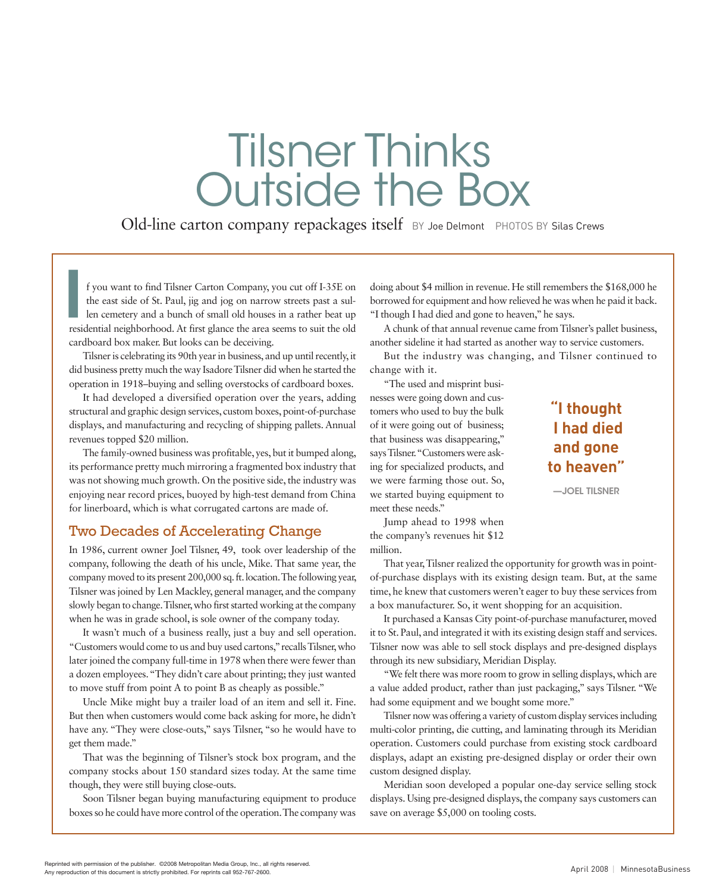# Tilsner Thinks Outside the Box

Old-line carton company repackages itself BY Joe Delmont PHOTOS BY Silas Crews

If you want to find Tilsner Carton Company, you cut off I-35E on the east side of St. Paul, jig and jog on narrow streets past a sullen cemetery and a bunch of small old houses in a rather beat up residential neighborhood. At first glance the area seems to suit the old cardboard box maker. But looks can be deceiving.

Tilsner is celebrating its 90th year in business, and up until recently, it did business pretty much the way Isadore Tilsner did when he started the operation in 1918–buying and selling overstocks of cardboard boxes.

It had developed a diversified operation over the years, adding structural and graphic design services, custom boxes, point-of-purchase displays, and manufacturing and recycling of shipping pallets. Annual revenues topped $20 million.

The family-owned business was profitable, yes, but it bumped along, its performance pretty much mirroring a fragmented box industry that was not showing much growth. On the positive side, the industry was enjoying near record prices, buoyed by high-test demand from China for linerboard, which is what corrugated cartons are made of.

## Two Decades of Accelerating Change

In 1986, current owner Joel Tilsner, 49, took over leadership of the company, following the death of his uncle, Mike. That same year, the company moved to its present 200,000 sq. ft. location. The following year, Tilsner was joined by Len Mackley, general manager, and the company slowly began to change. Tilsner, who first started working at the company when he was in grade school, is sole owner of the company today.

It wasn't much of a business really, just a buy and sell operation. "Customers would come to us and buy used cartons," recalls Tilsner, who later joined the company full-time in 1978 when there were fewer than a dozen employees. "They didn't care about printing; they just wanted to move stuff from point A to point B as cheaply as possible."

Uncle Mike might buy a trailer load of an item and sell it. Fine. But then when customers would come back asking for more, he didn't have any. "They were close-outs," says Tilsner, "so he would have to get them made."

That was the beginning of Tilsner's stock box program, and the company stocks about 150 standard sizes today. At the same time though, they were still buying close-outs.

Soon Tilsner began buying manufacturing equipment to produce boxes so he could have more control of the operation. The company was doing about $4 million in revenue. He still remembers the $168,000 he borrowed for equipment and how relieved he was when he paid it back. "I though I had died and gone to heaven," he says.

A chunk of that annual revenue came from Tilsner's pallet business, another sideline it had started as another way to service customers.

But the industry was changing, and Tilsner continued to change with it.

"The used and misprint businesses were going down and customers who used to buy the bulk of it were going out of business; that business was disappearing," says Tilsner. "Customers were asking for specialized products, and we were farming those out. So, we started buying equipment to meet these needs."

> **"I thought I had died and gone to heaven"**
>
> —JOEL TILSNER

Jump ahead to 1998 when the company's revenues hit $12 million.

That year, Tilsner realized the opportunity for growth was in point-of-purchase displays with its existing design team. But, at the same time, he knew that customers weren't eager to buy these services from a box manufacturer. So, it went shopping for an acquisition.

It purchased a Kansas City point-of-purchase manufacturer, moved it to St. Paul, and integrated it with its existing design staff and services. Tilsner now was able to sell stock displays and pre-designed displays through its new subsidiary, Meridian Display.

"We felt there was more room to grow in selling displays, which are a value added product, rather than just packaging," says Tilsner. "We had some equipment and we bought some more."

Tilsner now was offering a variety of custom display services including multi-color printing, die cutting, and laminating through its Meridian operation. Customers could purchase from existing stock cardboard displays, adapt an existing pre-designed display or order their own custom designed display.

Meridian soon developed a popular one-day service selling stock displays. Using pre-designed displays, the company says customers can save on average $5,000 on tooling costs.

Reprinted with permission of the publisher. ©2008 Metropolitan Media Group, Inc., all rights reserved.
Any reproduction of this document is strictly prohibited. For reprints call 952-767-2600.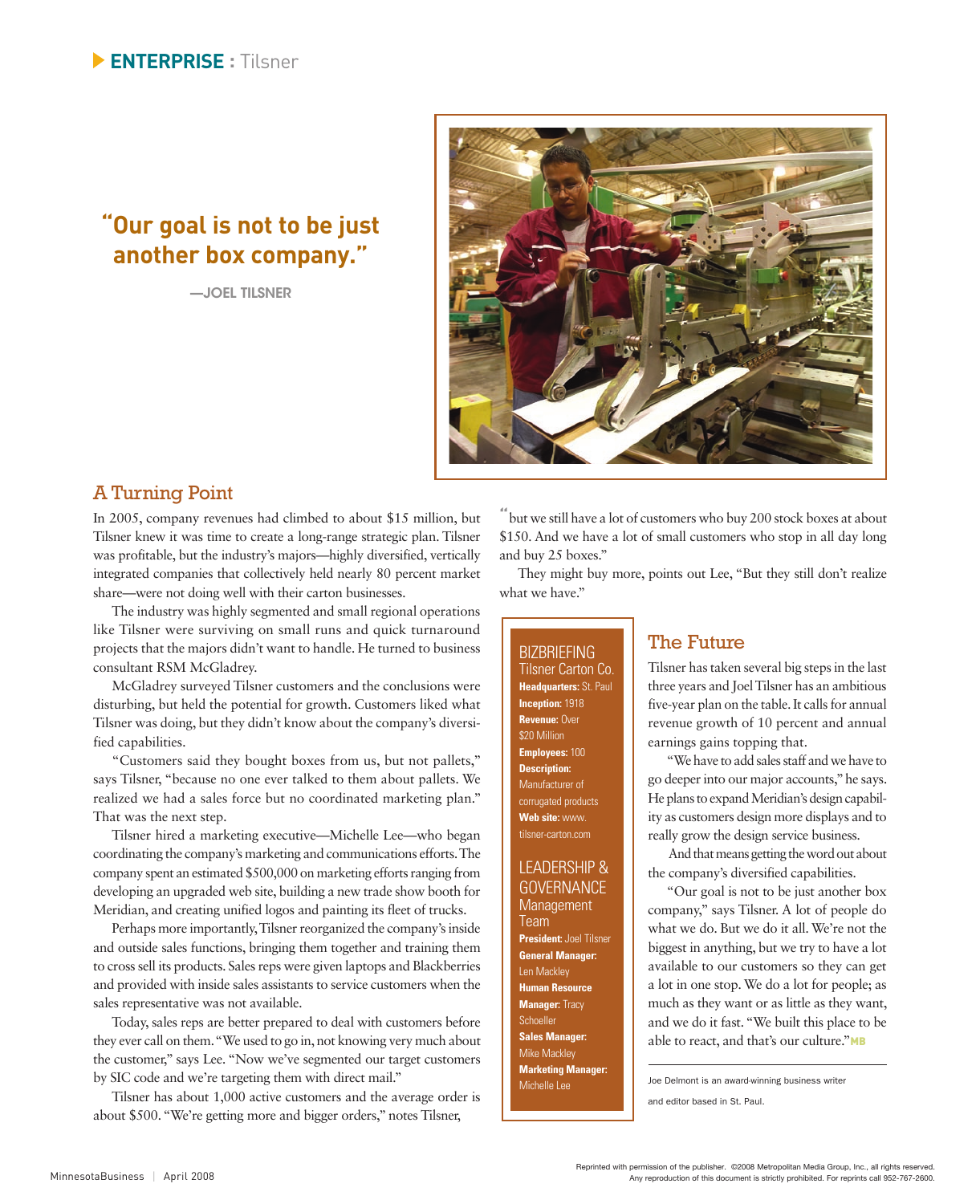**ENTERPRISE :** Tilsner

**"Our goal is not to be just another box company."**

**—JOEL TILSNER**

## A Turning Point

In 2005, company revenues had climbed to about $15 million, but Tilsner knew it was time to create a long-range strategic plan. Tilsner was profitable, but the industry's majors—highly diversified, vertically integrated companies that collectively held nearly 80 percent market share—were not doing well with their carton businesses.

The industry was highly segmented and small regional operations like Tilsner were surviving on small runs and quick turnaround projects that the majors didn't want to handle. He turned to business consultant RSM McGladrey.

McGladrey surveyed Tilsner customers and the conclusions were disturbing, but held the potential for growth. Customers liked what Tilsner was doing, but they didn't know about the company's diversified capabilities.

"Customers said they bought boxes from us, but not pallets," says Tilsner, "because no one ever talked to them about pallets. We realized we had a sales force but no coordinated marketing plan." That was the next step.

Tilsner hired a marketing executive—Michelle Lee—who began coordinating the company's marketing and communications efforts. The company spent an estimated $500,000 on marketing efforts ranging from developing an upgraded web site, building a new trade show booth for Meridian, and creating unified logos and painting its fleet of trucks.

Perhaps more importantly, Tilsner reorganized the company's inside and outside sales functions, bringing them together and training them to cross sell its products. Sales reps were given laptops and Blackberries and provided with inside sales assistants to service customers when the sales representative was not available.

Today, sales reps are better prepared to deal with customers before they ever call on them. "We used to go in, not knowing very much about the customer," says Lee. "Now we've segmented our target customers by SIC code and we're targeting them with direct mail."

Tilsner has about 1,000 active customers and the average order is about $500. "We're getting more and bigger orders," notes Tilsner, "but we still have a lot of customers who buy 200 stock boxes at about $150. And we have a lot of small customers who stop in all day long and buy 25 boxes."

They might buy more, points out Lee, "But they still don't realize what we have."

### BIZBRIEFING
**Tilsner Carton Co.**

**Headquarters:** St. Paul
**Inception:** 1918
**Revenue:** Over $20 Million
**Employees:** 100
**Description:** Manufacturer of corrugated products
**Web site:** www.tilsner-carton.com

### LEADERSHIP & GOVERNANCE
**Management Team**

**President:** Joel Tilsner
**General Manager:** Len Mackley
**Human Resource Manager:** Tracy Schoeller
**Sales Manager:** Mike Mackley
**Marketing Manager:** Michelle Lee

## The Future

Tilsner has taken several big steps in the last three years and Joel Tilsner has an ambitious five-year plan on the table. It calls for annual revenue growth of 10 percent and annual earnings gains topping that.

"We have to add sales staff and we have to go deeper into our major accounts," he says. He plans to expand Meridian's design capability as customers design more displays and to really grow the design service business.

And that means getting the word out about the company's diversified capabilities.

"Our goal is not to be just another box company," says Tilsner. A lot of people do what we do. But we do it all. We're not the biggest in anything, but we try to have a lot available to our customers so they can get a lot in one stop. We do a lot for people; as much as they want or as little as they want, and we do it fast. "We built this place to be able to react, and that's our culture." **MB**

---

Joe Delmont is an award-winning business writer and editor based in St. Paul.

Reprinted with permission of the publisher. ©2008 Metropolitan Media Group, Inc., all rights reserved. Any reproduction of this document is strictly prohibited. For reprints call 952-767-2600.